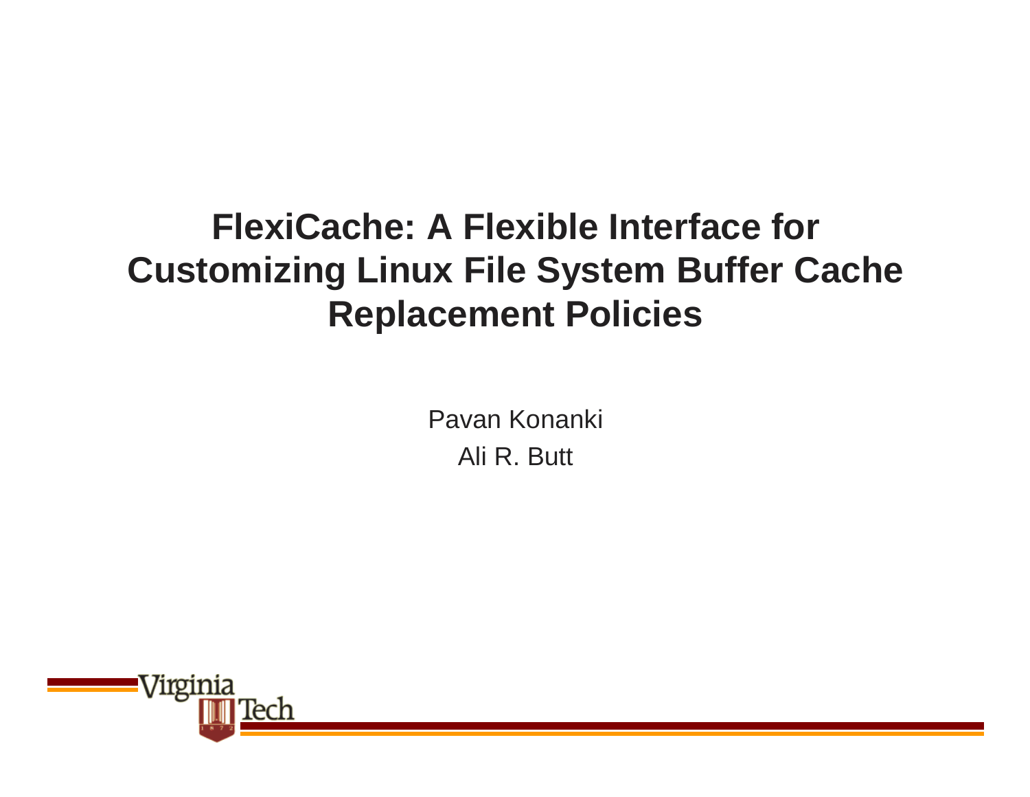# FlexiCache: A Flexible Interface for Customizing Linux File System Buffer Cache Replacement Policies

Pavan Konanki

Ali R. Butt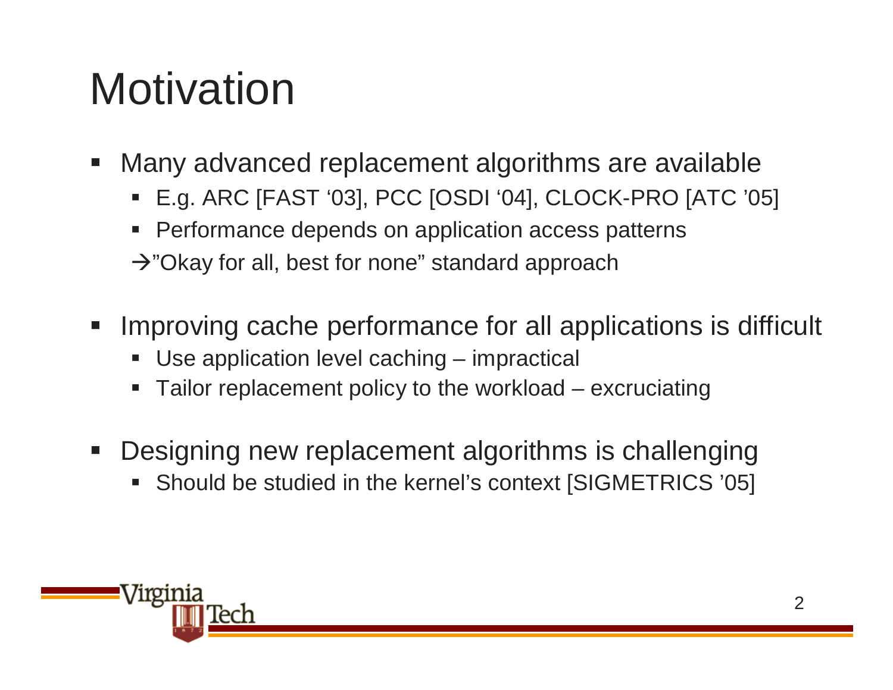# Motivation

- Many advanced replacement algorithms are available
  - E.g. ARC [FAST '03], PCC [OSDI '04], CLOCK-PRO [ATC '05]
  - Performance depends on application access patterns

  →"Okay for all, best for none" standard approach

- Improving cache performance for all applications is difficult
  - Use application level caching – impractical
  - Tailor replacement policy to the workload – excruciating

- Designing new replacement algorithms is challenging
  - Should be studied in the kernel's context [SIGMETRICS '05]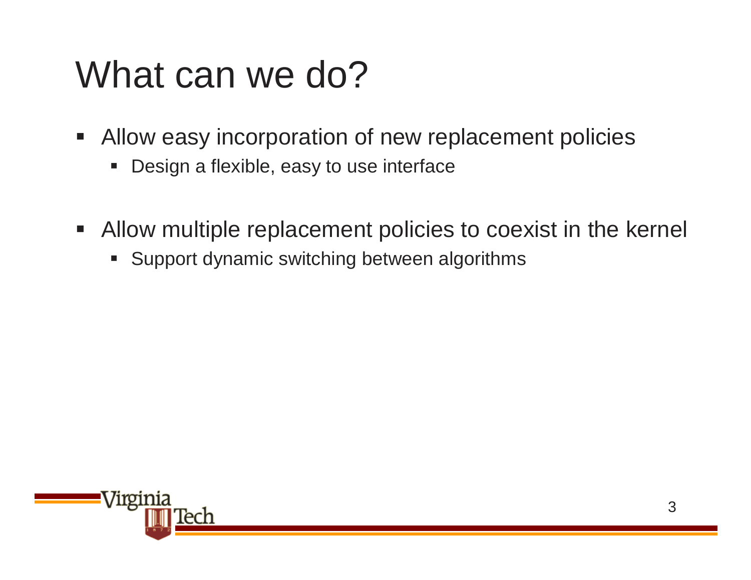# What can we do?

- Allow easy incorporation of new replacement policies
  - Design a flexible, easy to use interface

- Allow multiple replacement policies to coexist in the kernel
  - Support dynamic switching between algorithms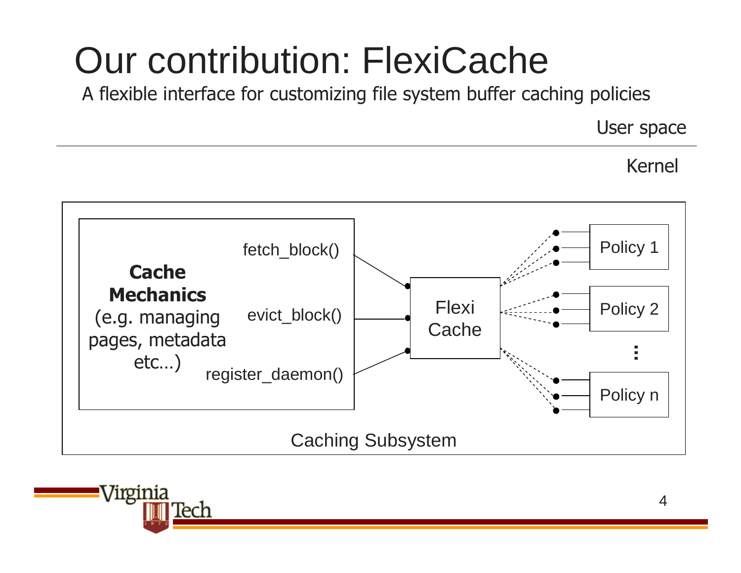# Our contribution: FlexiCache

A flexible interface for customizing file system buffer caching policies

User space

Kernel

**Cache Mechanics** (e.g. managing pages, metadata etc…)

fetch_block()

evict_block()

register_daemon()

Flexi Cache

Policy 1

Policy 2

⋮

Policy n

Caching Subsystem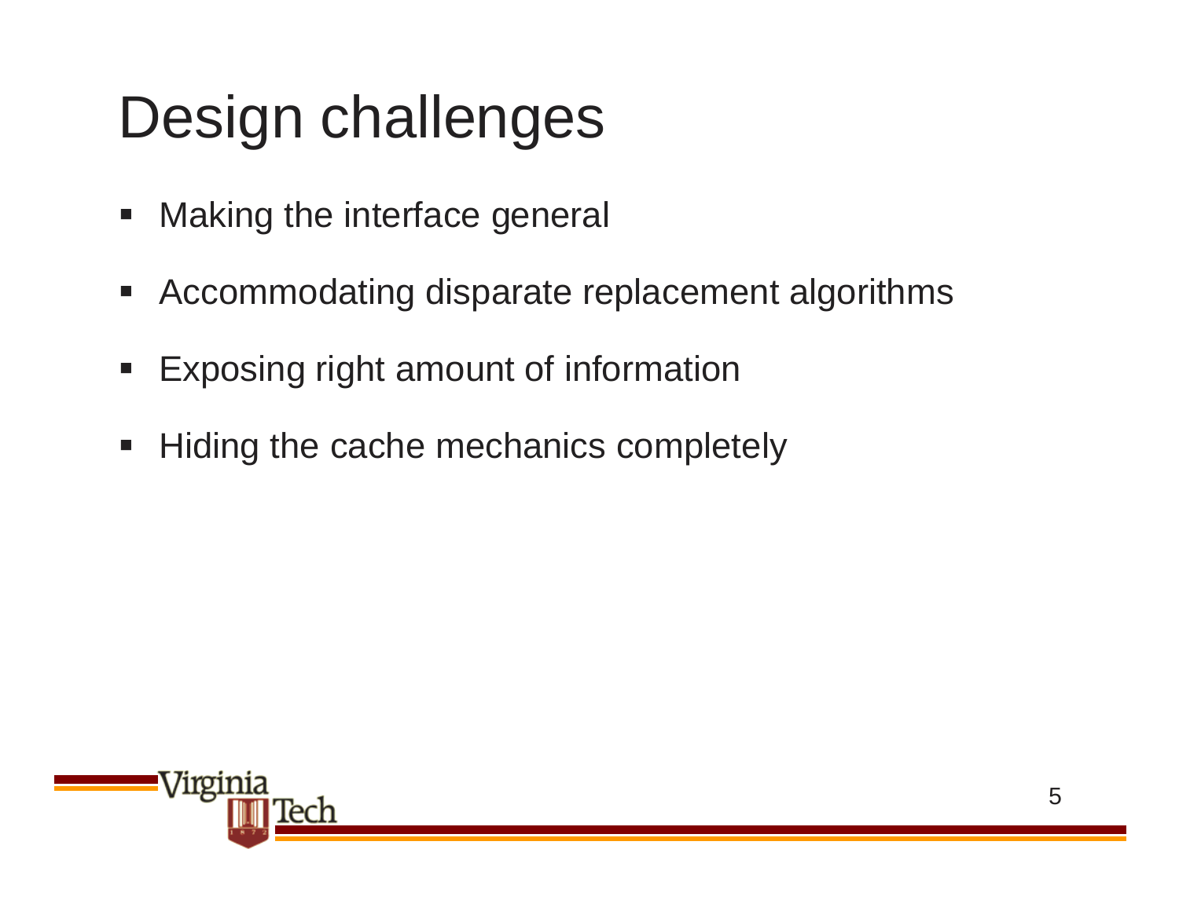# Design challenges

- Making the interface general
- Accommodating disparate replacement algorithms
- Exposing right amount of information
- Hiding the cache mechanics completely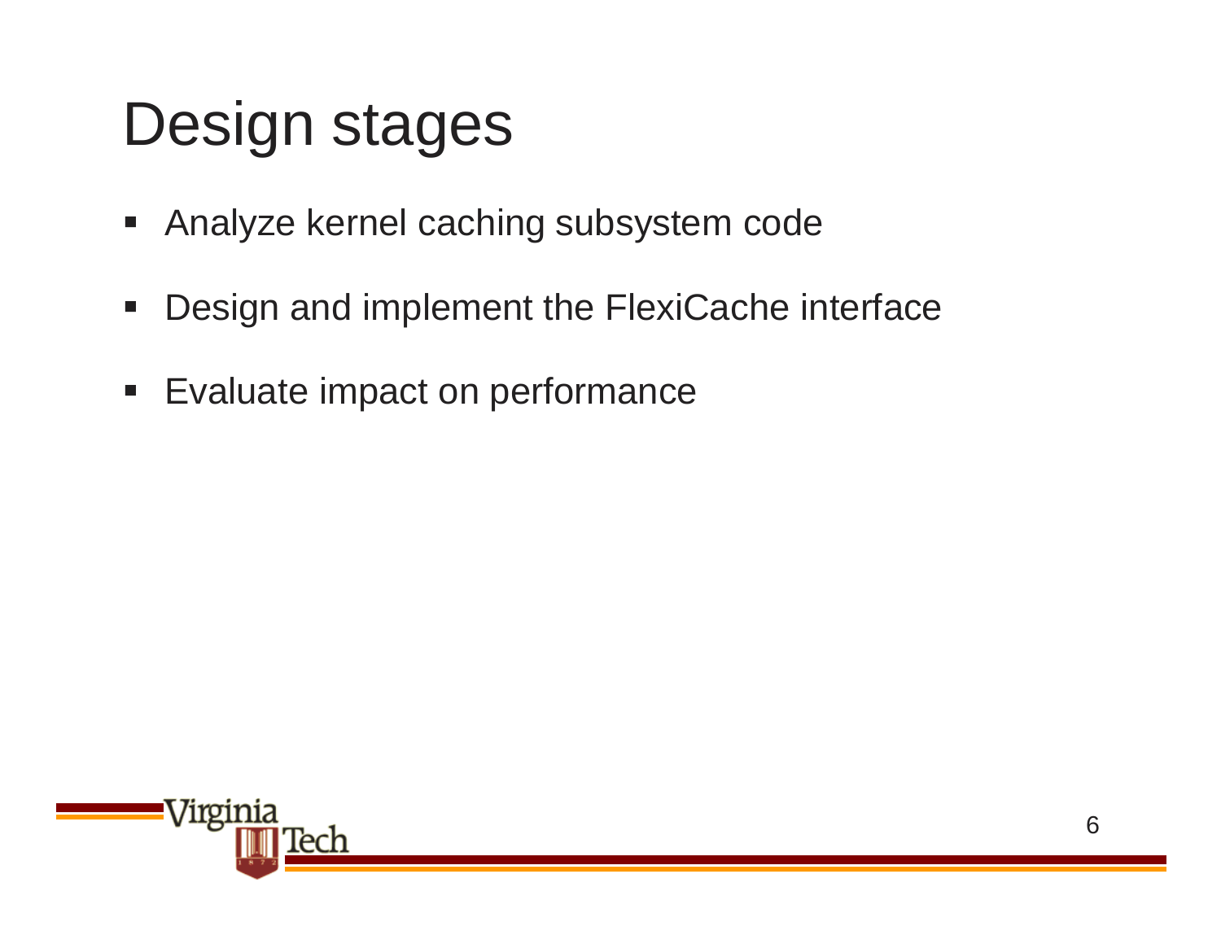# Design stages

- Analyze kernel caching subsystem code
- Design and implement the FlexiCache interface
- Evaluate impact on performance